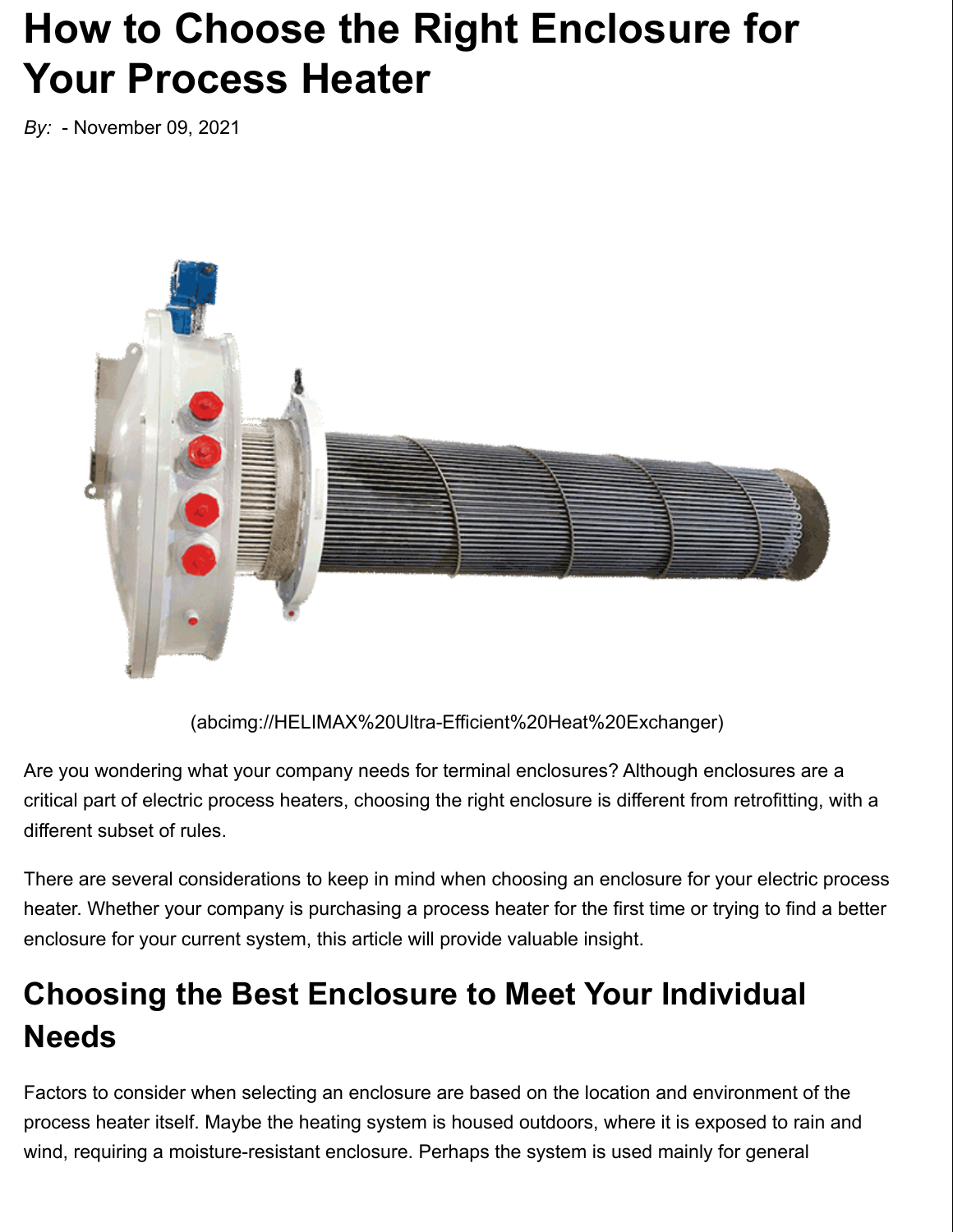# How to Choose the Right Enclosure for Your Process Heater

*By:* - November 09, 2021

(abcimg://HELIMAX%20Ultra-Efficient%20Heat%20Exchanger)

Are you wondering what your company needs for terminal enclosures? Although enclosures are a critical part of electric process heaters, choosing the right enclosure is different from retrofitting, with a different subset of rules.

There are several considerations to keep in mind when choosing an enclosure for your electric process heater. Whether your company is purchasing a process heater for the first time or trying to find a better enclosure for your current system, this article will provide valuable insight.

## Choosing the Best Enclosure to Meet Your Individual Needs

Factors to consider when selecting an enclosure are based on the location and environment of the process heater itself. Maybe the heating system is housed outdoors, where it is exposed to rain and wind, requiring a moisture-resistant enclosure. Perhaps the system is used mainly for general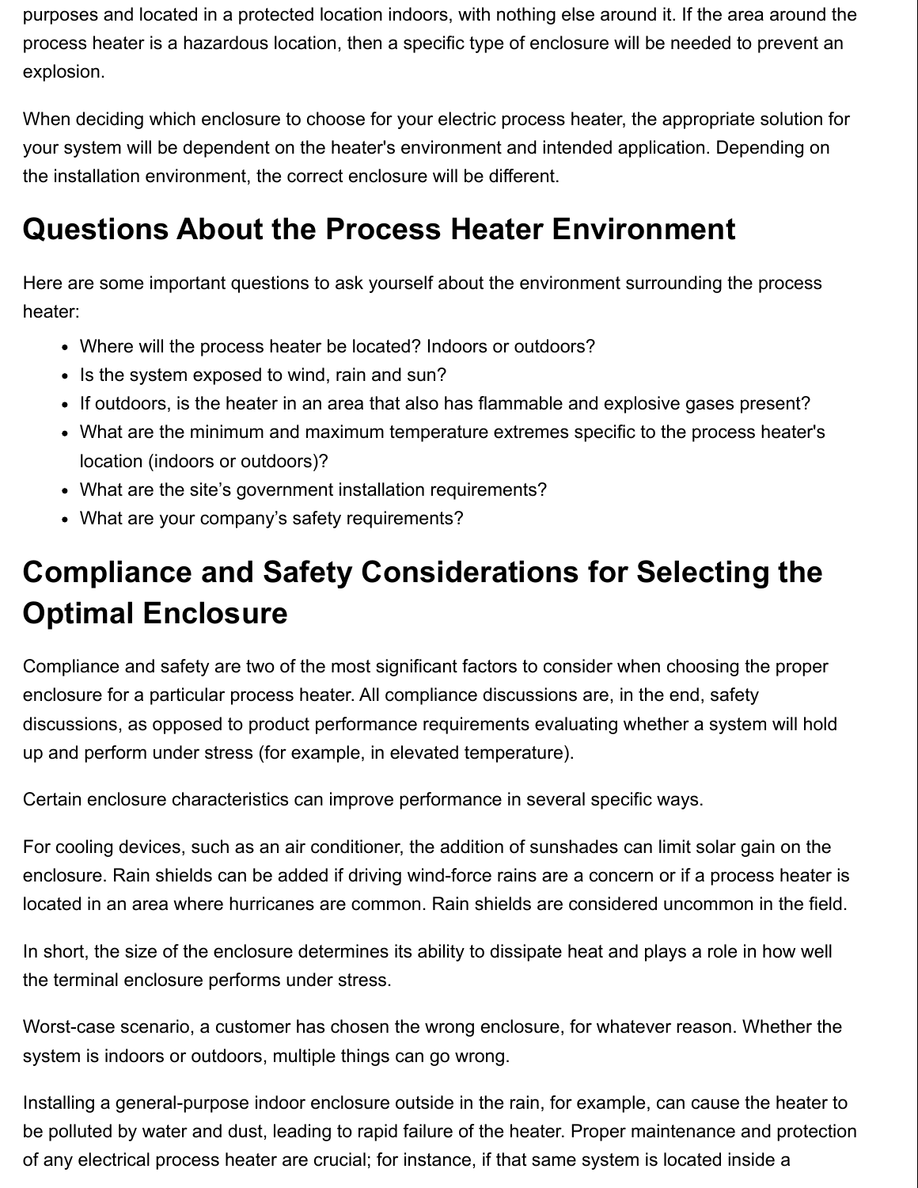purposes and located in a protected location indoors, with nothing else around it. If the area around the process heater is a hazardous location, then a specific type of enclosure will be needed to prevent an explosion.

When deciding which enclosure to choose for your electric process heater, the appropriate solution for your system will be dependent on the heater's environment and intended application. Depending on the installation environment, the correct enclosure will be different.

## Questions About the Process Heater Environment

Here are some important questions to ask yourself about the environment surrounding the process heater:

- Where will the process heater be located? Indoors or outdoors?
- Is the system exposed to wind, rain and sun?
- If outdoors, is the heater in an area that also has flammable and explosive gases present?
- What are the minimum and maximum temperature extremes specific to the process heater's location (indoors or outdoors)?
- What are the site's government installation requirements?
- What are your company's safety requirements?

## Compliance and Safety Considerations for Selecting the Optimal Enclosure

Compliance and safety are two of the most significant factors to consider when choosing the proper enclosure for a particular process heater. All compliance discussions are, in the end, safety discussions, as opposed to product performance requirements evaluating whether a system will hold up and perform under stress (for example, in elevated temperature).

Certain enclosure characteristics can improve performance in several specific ways.

For cooling devices, such as an air conditioner, the addition of sunshades can limit solar gain on the enclosure. Rain shields can be added if driving wind-force rains are a concern or if a process heater is located in an area where hurricanes are common. Rain shields are considered uncommon in the field.

In short, the size of the enclosure determines its ability to dissipate heat and plays a role in how well the terminal enclosure performs under stress.

Worst-case scenario, a customer has chosen the wrong enclosure, for whatever reason. Whether the system is indoors or outdoors, multiple things can go wrong.

Installing a general-purpose indoor enclosure outside in the rain, for example, can cause the heater to be polluted by water and dust, leading to rapid failure of the heater. Proper maintenance and protection of any electrical process heater are crucial; for instance, if that same system is located inside a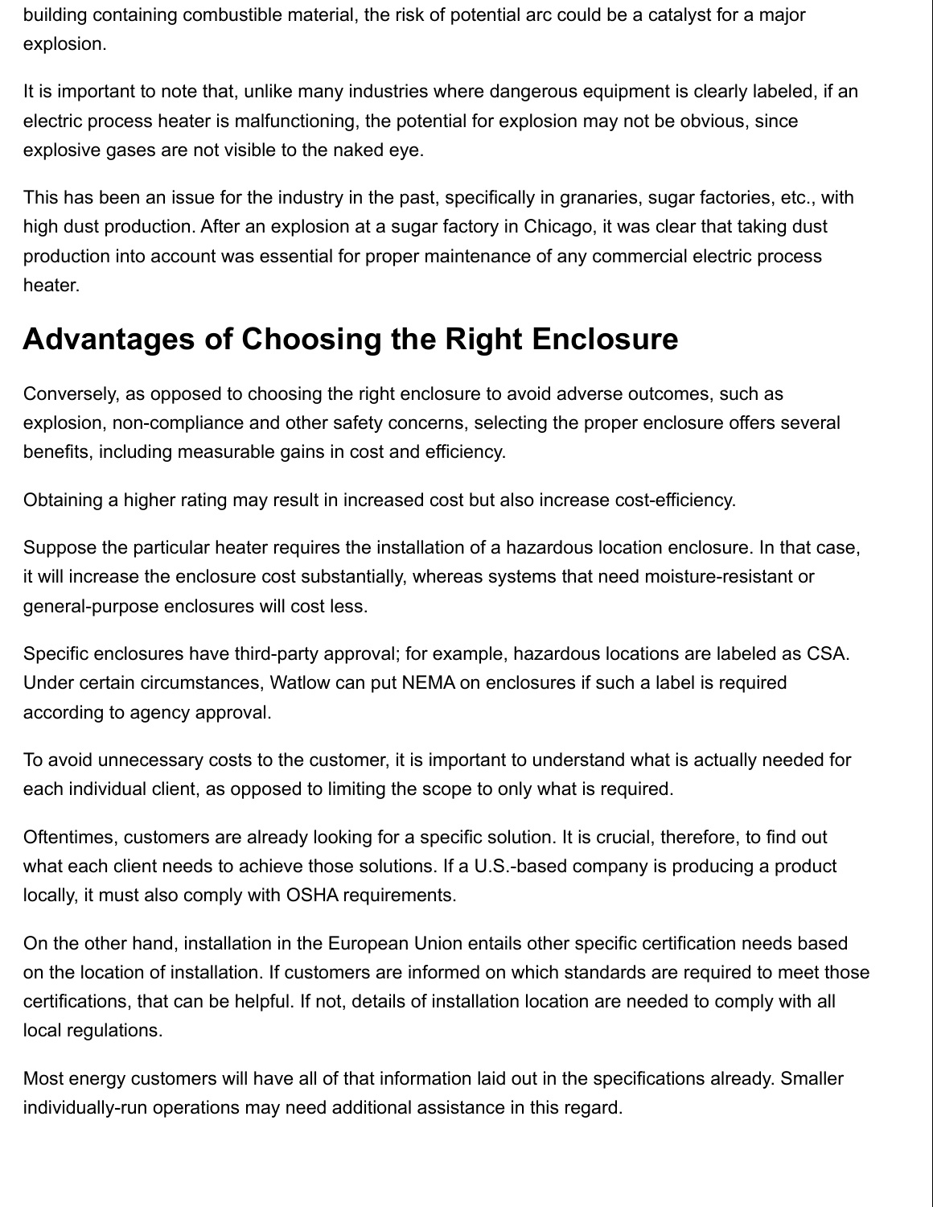building containing combustible material, the risk of potential arc could be a catalyst for a major explosion.

It is important to note that, unlike many industries where dangerous equipment is clearly labeled, if an electric process heater is malfunctioning, the potential for explosion may not be obvious, since explosive gases are not visible to the naked eye.

This has been an issue for the industry in the past, specifically in granaries, sugar factories, etc., with high dust production. After an explosion at a sugar factory in Chicago, it was clear that taking dust production into account was essential for proper maintenance of any commercial electric process heater.

## Advantages of Choosing the Right Enclosure

Conversely, as opposed to choosing the right enclosure to avoid adverse outcomes, such as explosion, non-compliance and other safety concerns, selecting the proper enclosure offers several benefits, including measurable gains in cost and efficiency.

Obtaining a higher rating may result in increased cost but also increase cost-efficiency.

Suppose the particular heater requires the installation of a hazardous location enclosure. In that case, it will increase the enclosure cost substantially, whereas systems that need moisture-resistant or general-purpose enclosures will cost less.

Specific enclosures have third-party approval; for example, hazardous locations are labeled as CSA. Under certain circumstances, Watlow can put NEMA on enclosures if such a label is required according to agency approval.

To avoid unnecessary costs to the customer, it is important to understand what is actually needed for each individual client, as opposed to limiting the scope to only what is required.

Oftentimes, customers are already looking for a specific solution. It is crucial, therefore, to find out what each client needs to achieve those solutions. If a U.S.-based company is producing a product locally, it must also comply with OSHA requirements.

On the other hand, installation in the European Union entails other specific certification needs based on the location of installation. If customers are informed on which standards are required to meet those certifications, that can be helpful. If not, details of installation location are needed to comply with all local regulations.

Most energy customers will have all of that information laid out in the specifications already. Smaller individually-run operations may need additional assistance in this regard.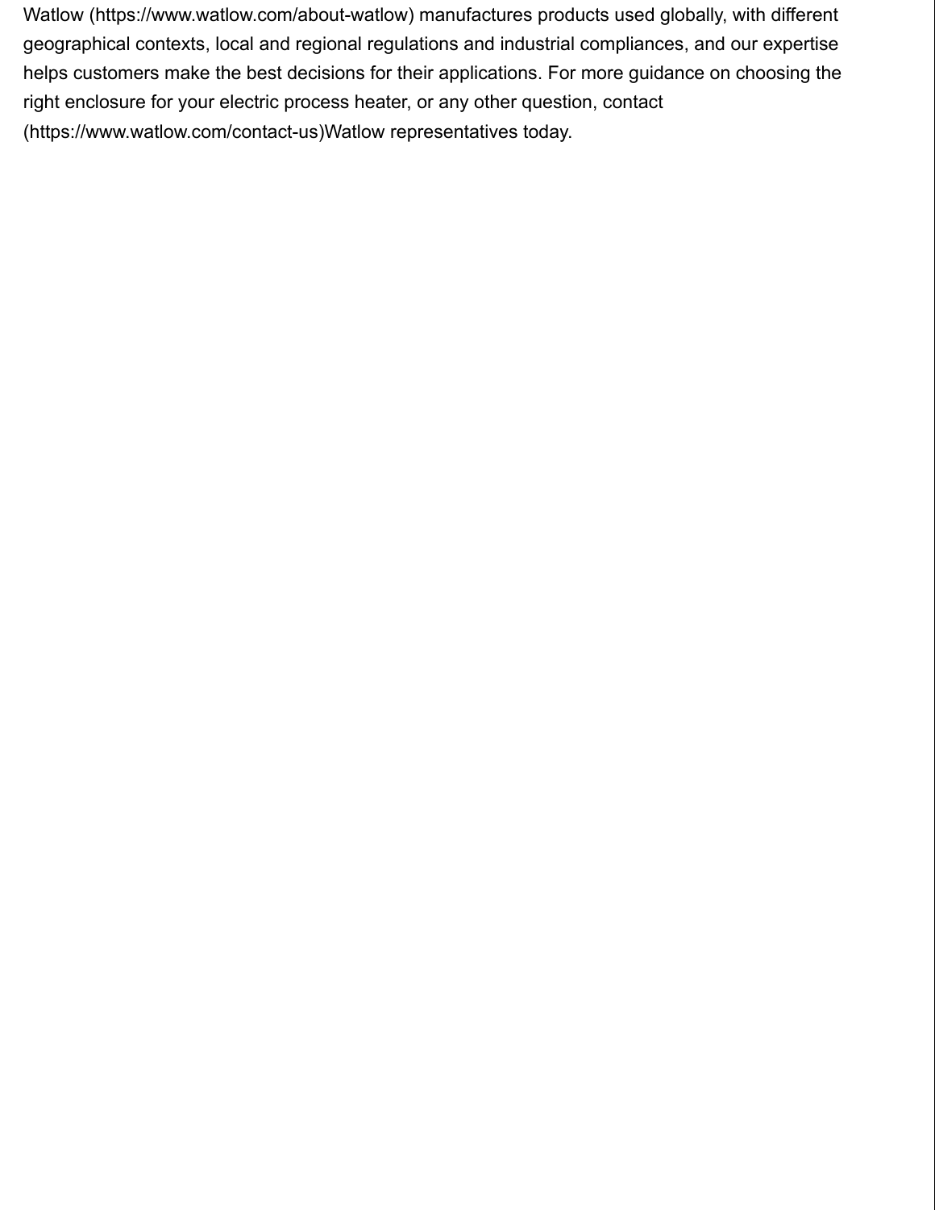Watlow (https://www.watlow.com/about-watlow) manufactures products used globally, with different geographical contexts, local and regional regulations and industrial compliances, and our expertise helps customers make the best decisions for their applications. For more guidance on choosing the right enclosure for your electric process heater, or any other question, contact (https://www.watlow.com/contact-us)Watlow representatives today.